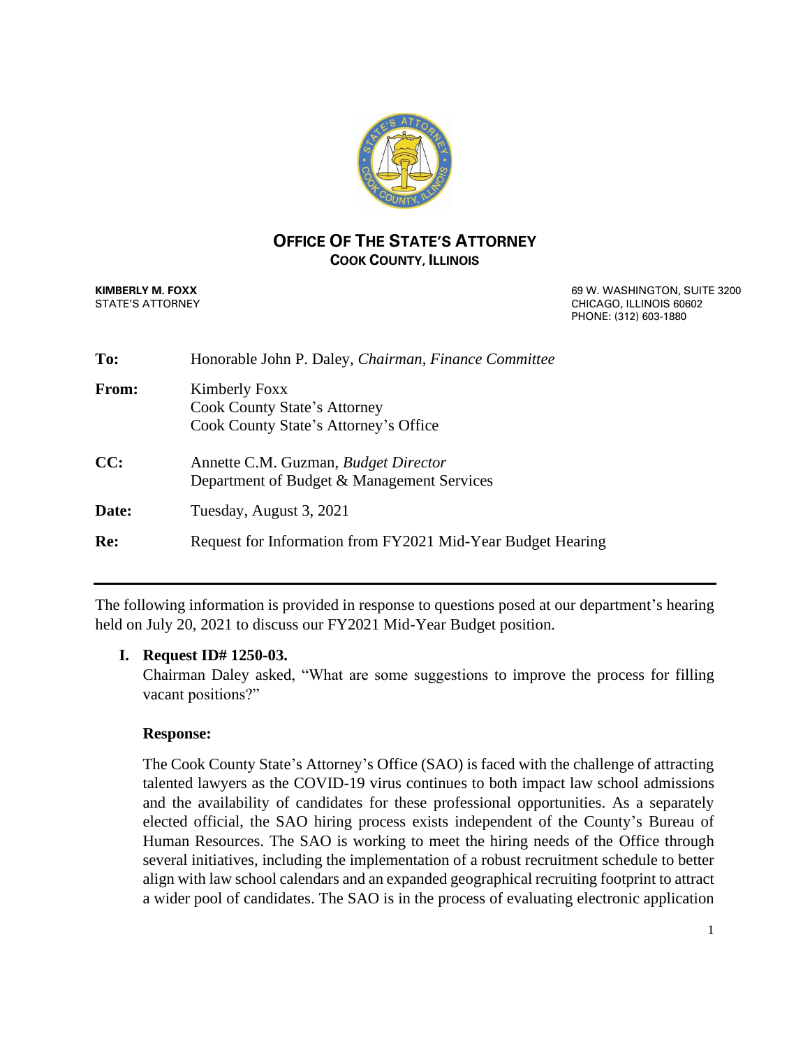**OFFICE OF THE STATE'S ATTORNEY**
**COOK COUNTY, ILLINOIS**

**KIMBERLY M. FOXX**
STATE'S ATTORNEY

69 W. WASHINGTON, SUITE 3200
CHICAGO, ILLINOIS 60602
PHONE: (312) 603-1880

| | |
|---|---|
| **To:** | Honorable John P. Daley, *Chairman, Finance Committee* |
| **From:** | Kimberly Foxx<br>Cook County State's Attorney<br>Cook County State's Attorney's Office |
| **CC:** | Annette C.M. Guzman, *Budget Director*<br>Department of Budget & Management Services |
| **Date:** | Tuesday, August 3, 2021 |
| **Re:** | Request for Information from FY2021 Mid-Year Budget Hearing |

---

The following information is provided in response to questions posed at our department's hearing held on July 20, 2021 to discuss our FY2021 Mid-Year Budget position.

## I. Request ID# 1250-03.

Chairman Daley asked, "What are some suggestions to improve the process for filling vacant positions?"

**Response:**

The Cook County State's Attorney's Office (SAO) is faced with the challenge of attracting talented lawyers as the COVID-19 virus continues to both impact law school admissions and the availability of candidates for these professional opportunities. As a separately elected official, the SAO hiring process exists independent of the County's Bureau of Human Resources. The SAO is working to meet the hiring needs of the Office through several initiatives, including the implementation of a robust recruitment schedule to better align with law school calendars and an expanded geographical recruiting footprint to attract a wider pool of candidates. The SAO is in the process of evaluating electronic application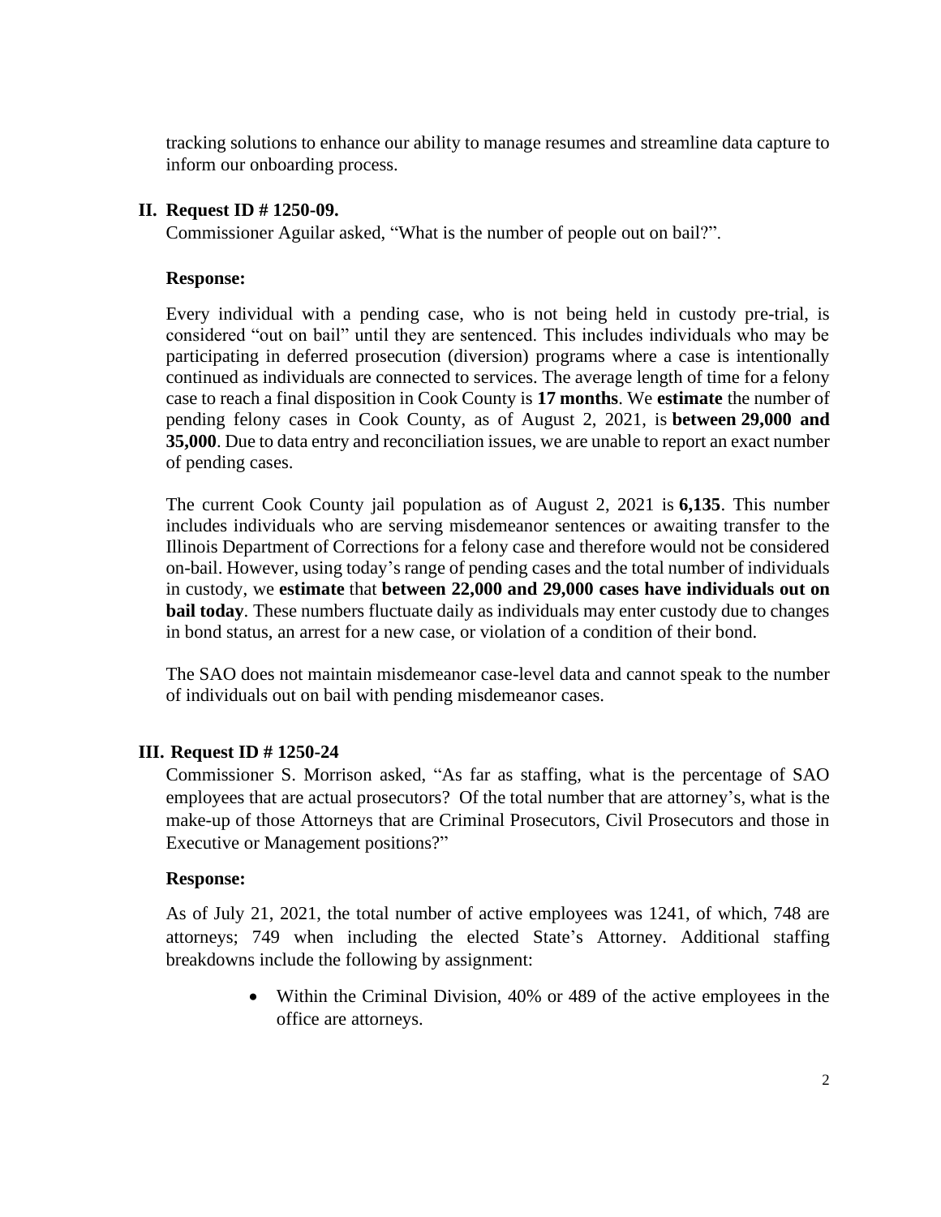tracking solutions to enhance our ability to manage resumes and streamline data capture to inform our onboarding process.

## II. Request ID # 1250-09.

Commissioner Aguilar asked, "What is the number of people out on bail?".

**Response:**

Every individual with a pending case, who is not being held in custody pre-trial, is considered "out on bail" until they are sentenced. This includes individuals who may be participating in deferred prosecution (diversion) programs where a case is intentionally continued as individuals are connected to services. The average length of time for a felony case to reach a final disposition in Cook County is **17 months**. We **estimate** the number of pending felony cases in Cook County, as of August 2, 2021, is **between 29,000 and 35,000**. Due to data entry and reconciliation issues, we are unable to report an exact number of pending cases.

The current Cook County jail population as of August 2, 2021 is **6,135**. This number includes individuals who are serving misdemeanor sentences or awaiting transfer to the Illinois Department of Corrections for a felony case and therefore would not be considered on-bail. However, using today's range of pending cases and the total number of individuals in custody, we **estimate** that **between 22,000 and 29,000 cases have individuals out on bail today**. These numbers fluctuate daily as individuals may enter custody due to changes in bond status, an arrest for a new case, or violation of a condition of their bond.

The SAO does not maintain misdemeanor case-level data and cannot speak to the number of individuals out on bail with pending misdemeanor cases.

## III. Request ID # 1250-24

Commissioner S. Morrison asked, "As far as staffing, what is the percentage of SAO employees that are actual prosecutors? Of the total number that are attorney's, what is the make-up of those Attorneys that are Criminal Prosecutors, Civil Prosecutors and those in Executive or Management positions?"

**Response:**

As of July 21, 2021, the total number of active employees was 1241, of which, 748 are attorneys; 749 when including the elected State's Attorney. Additional staffing breakdowns include the following by assignment:

- Within the Criminal Division, 40% or 489 of the active employees in the office are attorneys.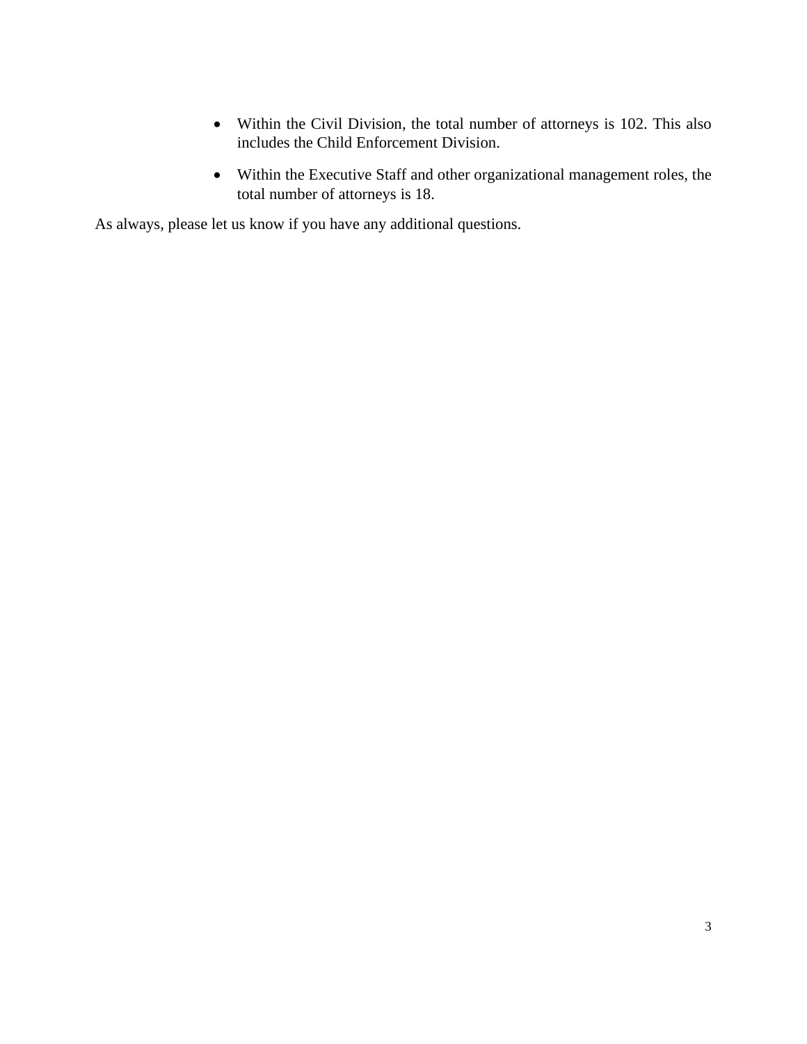- Within the Civil Division, the total number of attorneys is 102. This also includes the Child Enforcement Division.
- Within the Executive Staff and other organizational management roles, the total number of attorneys is 18.

As always, please let us know if you have any additional questions.